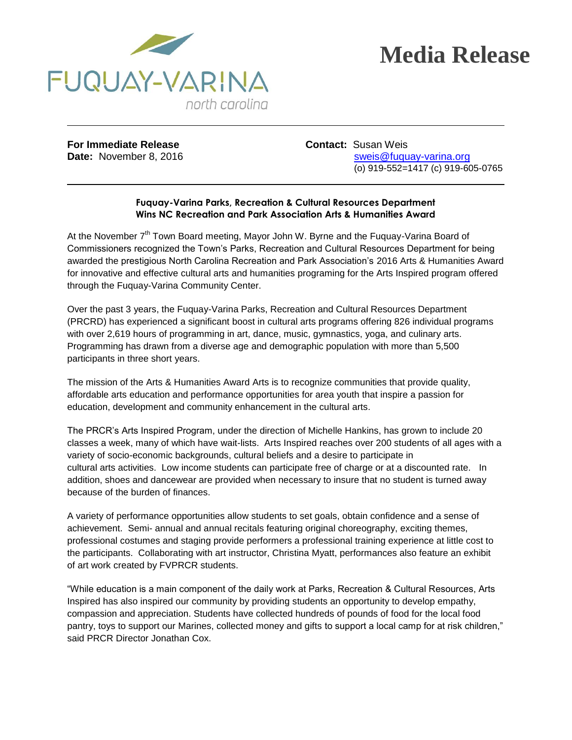FUQUAY-VARINA
north carolina

# Media Release

---

**For Immediate Release**
**Date:** November 8, 2016

**Contact:** Susan Weis
sweis@fuquay-varina.org
(o) 919-552=1417 (c) 919-605-0765

---

### Fuquay-Varina Parks, Recreation & Cultural Resources Department Wins NC Recreation and Park Association Arts & Humanities Award

At the November 7th Town Board meeting, Mayor John W. Byrne and the Fuquay-Varina Board of Commissioners recognized the Town's Parks, Recreation and Cultural Resources Department for being awarded the prestigious North Carolina Recreation and Park Association's 2016 Arts & Humanities Award for innovative and effective cultural arts and humanities programing for the Arts Inspired program offered through the Fuquay-Varina Community Center.

Over the past 3 years, the Fuquay-Varina Parks, Recreation and Cultural Resources Department (PRCRD) has experienced a significant boost in cultural arts programs offering 826 individual programs with over 2,619 hours of programming in art, dance, music, gymnastics, yoga, and culinary arts. Programming has drawn from a diverse age and demographic population with more than 5,500 participants in three short years.

The mission of the Arts & Humanities Award Arts is to recognize communities that provide quality, affordable arts education and performance opportunities for area youth that inspire a passion for education, development and community enhancement in the cultural arts.

The PRCR's Arts Inspired Program, under the direction of Michelle Hankins, has grown to include 20 classes a week, many of which have wait-lists. Arts Inspired reaches over 200 students of all ages with a variety of socio-economic backgrounds, cultural beliefs and a desire to participate in cultural arts activities. Low income students can participate free of charge or at a discounted rate. In addition, shoes and dancewear are provided when necessary to insure that no student is turned away because of the burden of finances.

A variety of performance opportunities allow students to set goals, obtain confidence and a sense of achievement. Semi- annual and annual recitals featuring original choreography, exciting themes, professional costumes and staging provide performers a professional training experience at little cost to the participants. Collaborating with art instructor, Christina Myatt, performances also feature an exhibit of art work created by FVPRCR students.

"While education is a main component of the daily work at Parks, Recreation & Cultural Resources, Arts Inspired has also inspired our community by providing students an opportunity to develop empathy, compassion and appreciation. Students have collected hundreds of pounds of food for the local food pantry, toys to support our Marines, collected money and gifts to support a local camp for at risk children," said PRCR Director Jonathan Cox.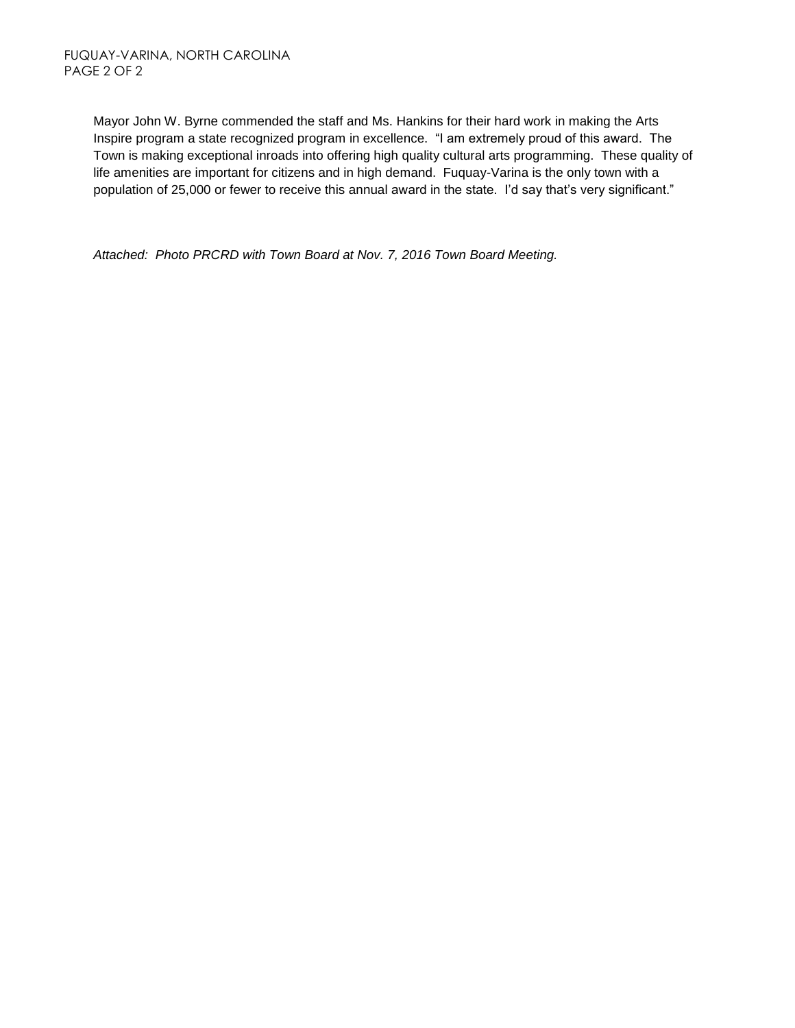Mayor John W. Byrne commended the staff and Ms. Hankins for their hard work in making the Arts Inspire program a state recognized program in excellence. "I am extremely proud of this award. The Town is making exceptional inroads into offering high quality cultural arts programming. These quality of life amenities are important for citizens and in high demand. Fuquay-Varina is the only town with a population of 25,000 or fewer to receive this annual award in the state. I'd say that's very significant."

*Attached: Photo PRCRD with Town Board at Nov. 7, 2016 Town Board Meeting.*